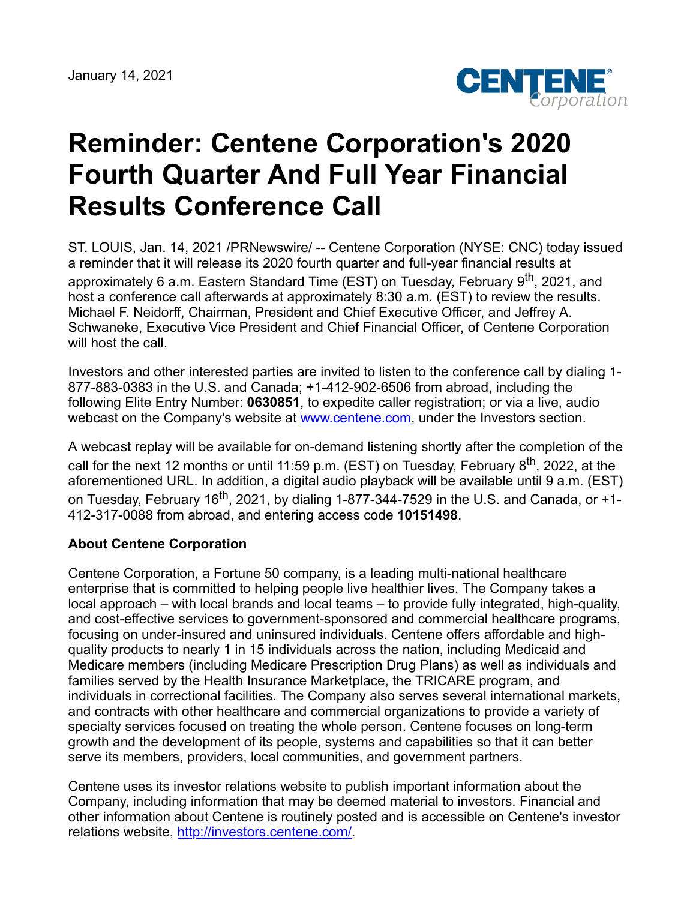January 14, 2021

# Reminder: Centene Corporation's 2020 Fourth Quarter And Full Year Financial Results Conference Call

ST. LOUIS, Jan. 14, 2021 /PRNewswire/ -- Centene Corporation (NYSE: CNC) today issued a reminder that it will release its 2020 fourth quarter and full-year financial results at approximately 6 a.m. Eastern Standard Time (EST) on Tuesday, February 9th, 2021, and host a conference call afterwards at approximately 8:30 a.m. (EST) to review the results. Michael F. Neidorff, Chairman, President and Chief Executive Officer, and Jeffrey A. Schwaneke, Executive Vice President and Chief Financial Officer, of Centene Corporation will host the call.

Investors and other interested parties are invited to listen to the conference call by dialing 1-877-883-0383 in the U.S. and Canada; +1-412-902-6506 from abroad, including the following Elite Entry Number: **0630851**, to expedite caller registration; or via a live, audio webcast on the Company's website at www.centene.com, under the Investors section.

A webcast replay will be available for on-demand listening shortly after the completion of the call for the next 12 months or until 11:59 p.m. (EST) on Tuesday, February 8th, 2022, at the aforementioned URL. In addition, a digital audio playback will be available until 9 a.m. (EST) on Tuesday, February 16th, 2021, by dialing 1-877-344-7529 in the U.S. and Canada, or +1-412-317-0088 from abroad, and entering access code **10151498**.

**About Centene Corporation**

Centene Corporation, a Fortune 50 company, is a leading multi-national healthcare enterprise that is committed to helping people live healthier lives. The Company takes a local approach – with local brands and local teams – to provide fully integrated, high-quality, and cost-effective services to government-sponsored and commercial healthcare programs, focusing on under-insured and uninsured individuals. Centene offers affordable and high-quality products to nearly 1 in 15 individuals across the nation, including Medicaid and Medicare members (including Medicare Prescription Drug Plans) as well as individuals and families served by the Health Insurance Marketplace, the TRICARE program, and individuals in correctional facilities. The Company also serves several international markets, and contracts with other healthcare and commercial organizations to provide a variety of specialty services focused on treating the whole person. Centene focuses on long-term growth and the development of its people, systems and capabilities so that it can better serve its members, providers, local communities, and government partners.

Centene uses its investor relations website to publish important information about the Company, including information that may be deemed material to investors. Financial and other information about Centene is routinely posted and is accessible on Centene's investor relations website, http://investors.centene.com/.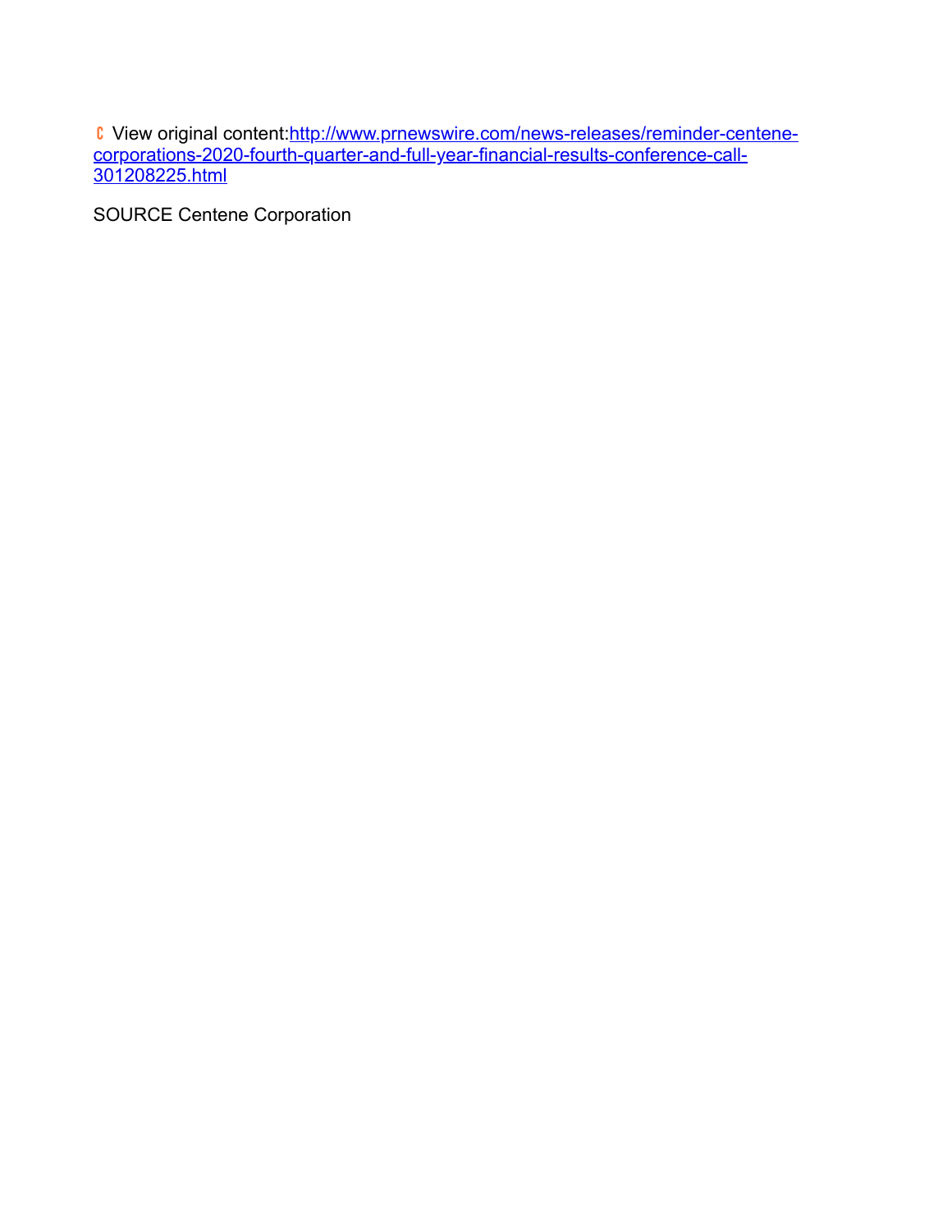View original content:[http://www.prnewswire.com/news-releases/reminder-centene-corporations-2020-fourth-quarter-and-full-year-financial-results-conference-call-301208225.html](http://www.prnewswire.com/news-releases/reminder-centene-corporations-2020-fourth-quarter-and-full-year-financial-results-conference-call-301208225.html)

SOURCE Centene Corporation